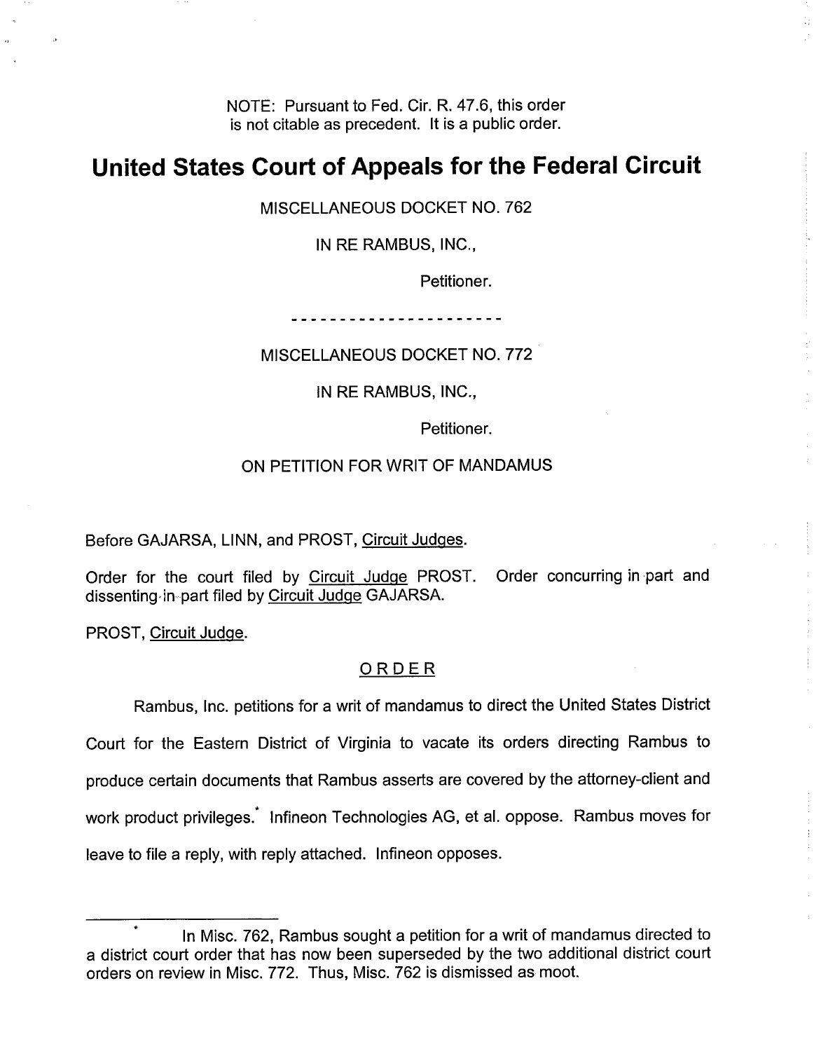NOTE: Pursuant to Fed. Cir. R. 47.6, this order is not citable as precedent. It is a public order.

# United States Court of Appeals for the Federal Circuit

MISCELLANEOUS DOCKET NO. 762

IN RE RAMBUS, INC.,

Petitioner.

---

MISCELLANEOUS DOCKET NO. 772

IN RE RAMBUS, INC.,

Petitioner.

ON PETITION FOR WRIT OF MANDAMUS

Before GAJARSA, LINN, and PROST, Circuit Judges.

Order for the court filed by Circuit Judge PROST. Order concurring in part and dissenting in part filed by Circuit Judge GAJARSA.

PROST, Circuit Judge.

## ORDER

Rambus, Inc. petitions for a writ of mandamus to direct the United States District Court for the Eastern District of Virginia to vacate its orders directing Rambus to produce certain documents that Rambus asserts are covered by the attorney-client and work product privileges.* Infineon Technologies AG, et al. oppose. Rambus moves for leave to file a reply, with reply attached. Infineon opposes.

---

\* In Misc. 762, Rambus sought a petition for a writ of mandamus directed to a district court order that has now been superseded by the two additional district court orders on review in Misc. 772. Thus, Misc. 762 is dismissed as moot.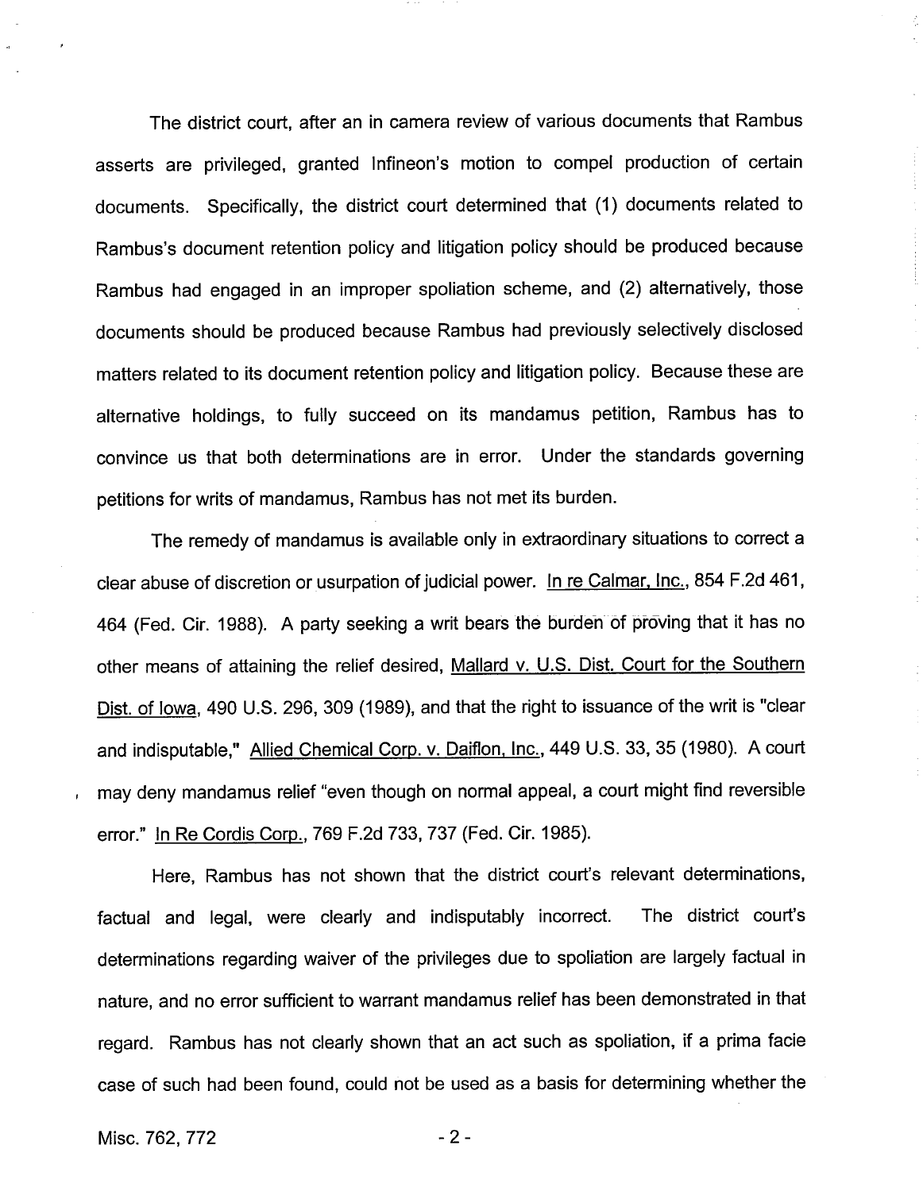The district court, after an in camera review of various documents that Rambus asserts are privileged, granted Infineon's motion to compel production of certain documents. Specifically, the district court determined that (1) documents related to Rambus's document retention policy and litigation policy should be produced because Rambus had engaged in an improper spoliation scheme, and (2) alternatively, those documents should be produced because Rambus had previously selectively disclosed matters related to its document retention policy and litigation policy. Because these are alternative holdings, to fully succeed on its mandamus petition, Rambus has to convince us that both determinations are in error. Under the standards governing petitions for writs of mandamus, Rambus has not met its burden.

The remedy of mandamus is available only in extraordinary situations to correct a clear abuse of discretion or usurpation of judicial power. In re Calmar, Inc., 854 F.2d 461, 464 (Fed. Cir. 1988). A party seeking a writ bears the burden of proving that it has no other means of attaining the relief desired, Mallard v. U.S. Dist. Court for the Southern Dist. of Iowa, 490 U.S. 296, 309 (1989), and that the right to issuance of the writ is "clear and indisputable," Allied Chemical Corp. v. Daiflon, Inc., 449 U.S. 33, 35 (1980). A court may deny mandamus relief "even though on normal appeal, a court might find reversible error." In Re Cordis Corp., 769 F.2d 733, 737 (Fed. Cir. 1985).

Here, Rambus has not shown that the district court's relevant determinations, factual and legal, were clearly and indisputably incorrect. The district court's determinations regarding waiver of the privileges due to spoliation are largely factual in nature, and no error sufficient to warrant mandamus relief has been demonstrated in that regard. Rambus has not clearly shown that an act such as spoliation, if a prima facie case of such had been found, could not be used as a basis for determining whether the

Misc. 762, 772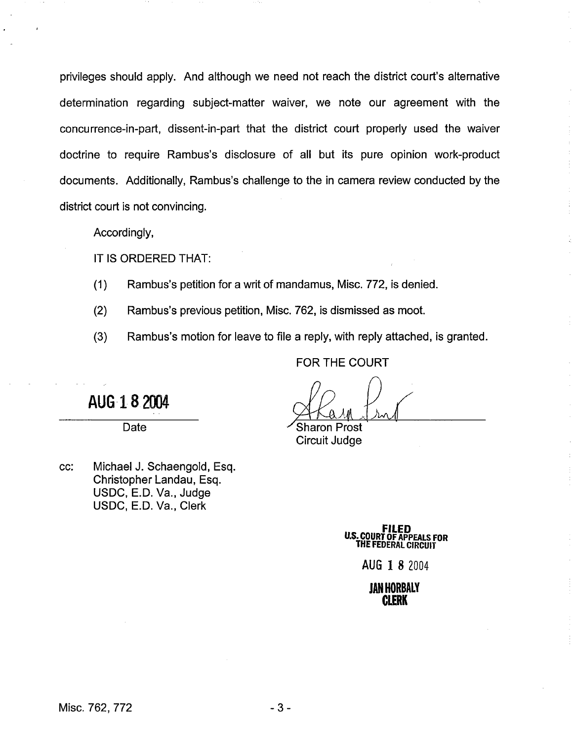privileges should apply. And although we need not reach the district court's alternative determination regarding subject-matter waiver, we note our agreement with the concurrence-in-part, dissent-in-part that the district court properly used the waiver doctrine to require Rambus's disclosure of all but its pure opinion work-product documents. Additionally, Rambus's challenge to the in camera review conducted by the district court is not convincing.

Accordingly,

IT IS ORDERED THAT:

(1) Rambus's petition for a writ of mandamus, Misc. 772, is denied.

(2) Rambus's previous petition, Misc. 762, is dismissed as moot.

(3) Rambus's motion for leave to file a reply, with reply attached, is granted.

FOR THE COURT

AUG 18 2004
Date

Sharon Prost
Circuit Judge

cc: Michael J. Schaengold, Esq.
Christopher Landau, Esq.
USDC, E.D. Va., Judge
USDC, E.D. Va., Clerk

FILED
U.S. COURT OF APPEALS FOR THE FEDERAL CIRCUIT
AUG 18 2004
JAN HORBALY
CLERK

Misc. 762, 772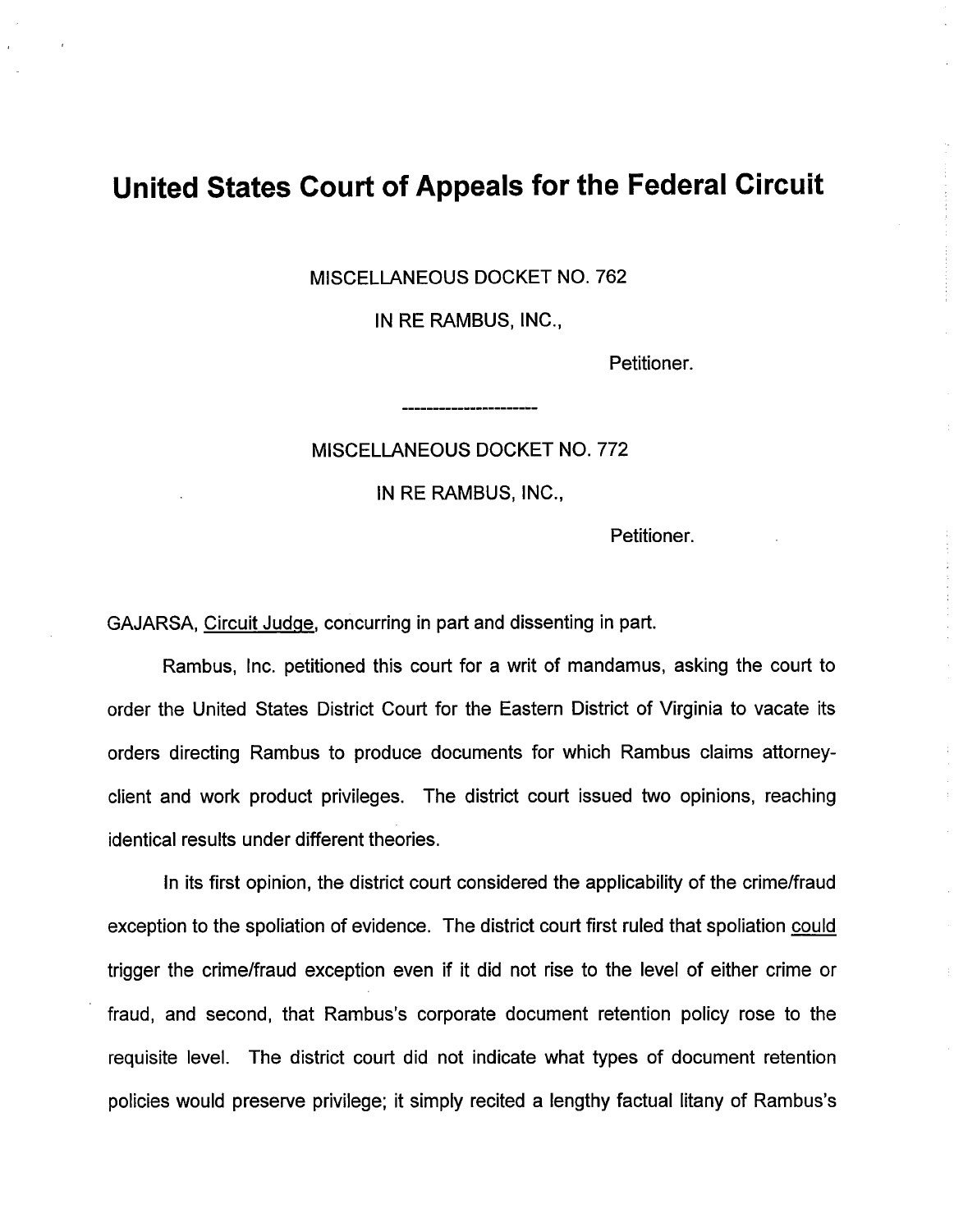# United States Court of Appeals for the Federal Circuit

MISCELLANEOUS DOCKET NO. 762

IN RE RAMBUS, INC.,

Petitioner.

---

MISCELLANEOUS DOCKET NO. 772

IN RE RAMBUS, INC.,

Petitioner.

GAJARSA, Circuit Judge, concurring in part and dissenting in part.

Rambus, Inc. petitioned this court for a writ of mandamus, asking the court to order the United States District Court for the Eastern District of Virginia to vacate its orders directing Rambus to produce documents for which Rambus claims attorney-client and work product privileges. The district court issued two opinions, reaching identical results under different theories.

In its first opinion, the district court considered the applicability of the crime/fraud exception to the spoliation of evidence. The district court first ruled that spoliation could trigger the crime/fraud exception even if it did not rise to the level of either crime or fraud, and second, that Rambus's corporate document retention policy rose to the requisite level. The district court did not indicate what types of document retention policies would preserve privilege; it simply recited a lengthy factual litany of Rambus's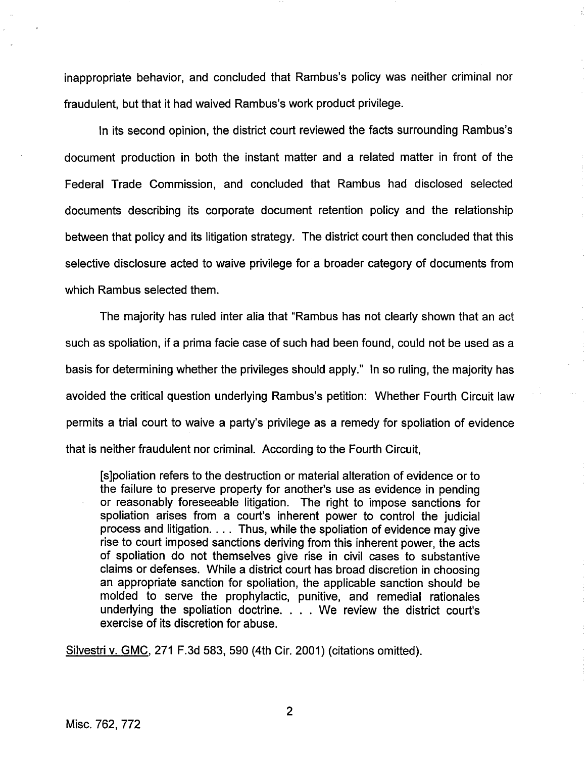inappropriate behavior, and concluded that Rambus's policy was neither criminal nor fraudulent, but that it had waived Rambus's work product privilege.

In its second opinion, the district court reviewed the facts surrounding Rambus's document production in both the instant matter and a related matter in front of the Federal Trade Commission, and concluded that Rambus had disclosed selected documents describing its corporate document retention policy and the relationship between that policy and its litigation strategy. The district court then concluded that this selective disclosure acted to waive privilege for a broader category of documents from which Rambus selected them.

The majority has ruled inter alia that "Rambus has not clearly shown that an act such as spoliation, if a prima facie case of such had been found, could not be used as a basis for determining whether the privileges should apply." In so ruling, the majority has avoided the critical question underlying Rambus's petition: Whether Fourth Circuit law permits a trial court to waive a party's privilege as a remedy for spoliation of evidence that is neither fraudulent nor criminal. According to the Fourth Circuit,

> [s]poliation refers to the destruction or material alteration of evidence or to the failure to preserve property for another's use as evidence in pending or reasonably foreseeable litigation. The right to impose sanctions for spoliation arises from a court's inherent power to control the judicial process and litigation. . . . Thus, while the spoliation of evidence may give rise to court imposed sanctions deriving from this inherent power, the acts of spoliation do not themselves give rise in civil cases to substantive claims or defenses. While a district court has broad discretion in choosing an appropriate sanction for spoliation, the applicable sanction should be molded to serve the prophylactic, punitive, and remedial rationales underlying the spoliation doctrine. . . . We review the district court's exercise of its discretion for abuse.

<u>Silvestri v. GMC</u>, 271 F.3d 583, 590 (4th Cir. 2001) (citations omitted).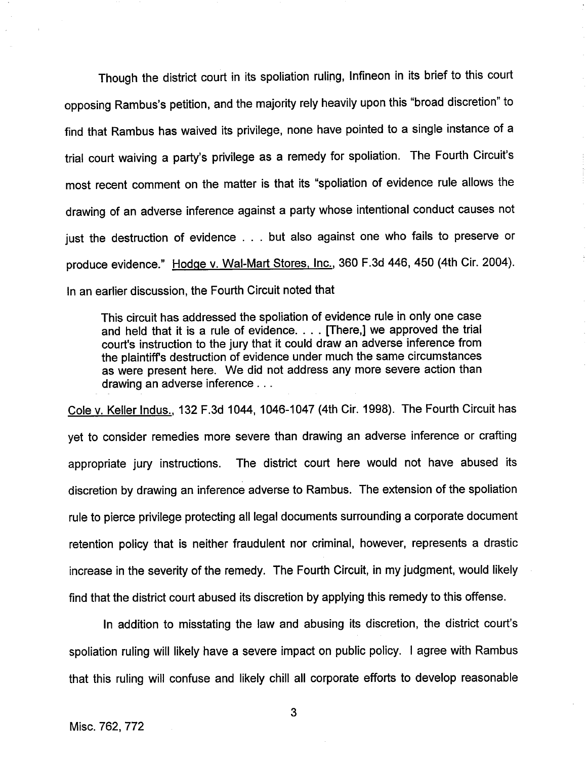Though the district court in its spoliation ruling, Infineon in its brief to this court opposing Rambus's petition, and the majority rely heavily upon this "broad discretion" to find that Rambus has waived its privilege, none have pointed to a single instance of a trial court waiving a party's privilege as a remedy for spoliation. The Fourth Circuit's most recent comment on the matter is that its "spoliation of evidence rule allows the drawing of an adverse inference against a party whose intentional conduct causes not just the destruction of evidence . . . but also against one who fails to preserve or produce evidence." Hodge v. Wal-Mart Stores, Inc., 360 F.3d 446, 450 (4th Cir. 2004). In an earlier discussion, the Fourth Circuit noted that

> This circuit has addressed the spoliation of evidence rule in only one case and held that it is a rule of evidence. . . . [There,] we approved the trial court's instruction to the jury that it could draw an adverse inference from the plaintiff's destruction of evidence under much the same circumstances as were present here. We did not address any more severe action than drawing an adverse inference . . .

Cole v. Keller Indus., 132 F.3d 1044, 1046-1047 (4th Cir. 1998). The Fourth Circuit has yet to consider remedies more severe than drawing an adverse inference or crafting appropriate jury instructions. The district court here would not have abused its discretion by drawing an inference adverse to Rambus. The extension of the spoliation rule to pierce privilege protecting all legal documents surrounding a corporate document retention policy that is neither fraudulent nor criminal, however, represents a drastic increase in the severity of the remedy. The Fourth Circuit, in my judgment, would likely find that the district court abused its discretion by applying this remedy to this offense.

In addition to misstating the law and abusing its discretion, the district court's spoliation ruling will likely have a severe impact on public policy. I agree with Rambus that this ruling will confuse and likely chill all corporate efforts to develop reasonable

Misc. 762, 772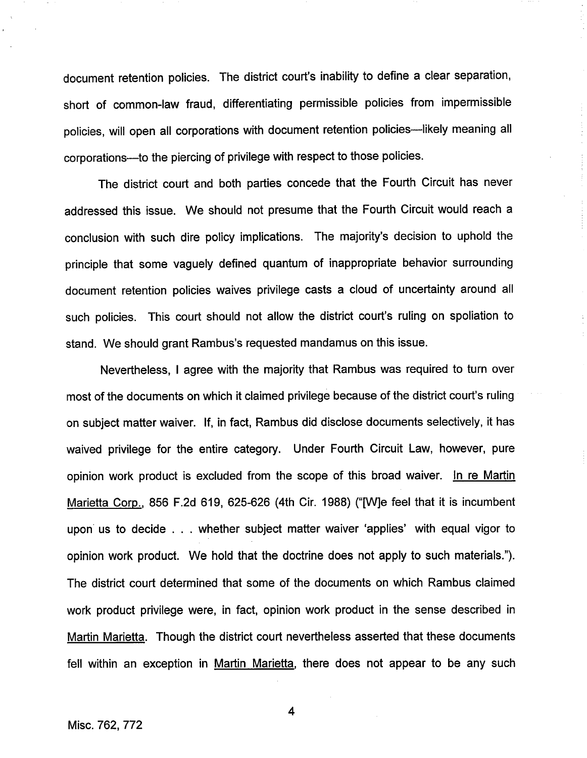document retention policies. The district court's inability to define a clear separation, short of common-law fraud, differentiating permissible policies from impermissible policies, will open all corporations with document retention policies—likely meaning all corporations—to the piercing of privilege with respect to those policies.

The district court and both parties concede that the Fourth Circuit has never addressed this issue. We should not presume that the Fourth Circuit would reach a conclusion with such dire policy implications. The majority's decision to uphold the principle that some vaguely defined quantum of inappropriate behavior surrounding document retention policies waives privilege casts a cloud of uncertainty around all such policies. This court should not allow the district court's ruling on spoliation to stand. We should grant Rambus's requested mandamus on this issue.

Nevertheless, I agree with the majority that Rambus was required to turn over most of the documents on which it claimed privilege because of the district court's ruling on subject matter waiver. If, in fact, Rambus did disclose documents selectively, it has waived privilege for the entire category. Under Fourth Circuit Law, however, pure opinion work product is excluded from the scope of this broad waiver. In re Martin Marietta Corp., 856 F.2d 619, 625-626 (4th Cir. 1988) ("[W]e feel that it is incumbent upon us to decide . . . whether subject matter waiver 'applies' with equal vigor to opinion work product. We hold that the doctrine does not apply to such materials."). The district court determined that some of the documents on which Rambus claimed work product privilege were, in fact, opinion work product in the sense described in Martin Marietta. Though the district court nevertheless asserted that these documents fell within an exception in Martin Marietta, there does not appear to be any such

Misc. 762, 772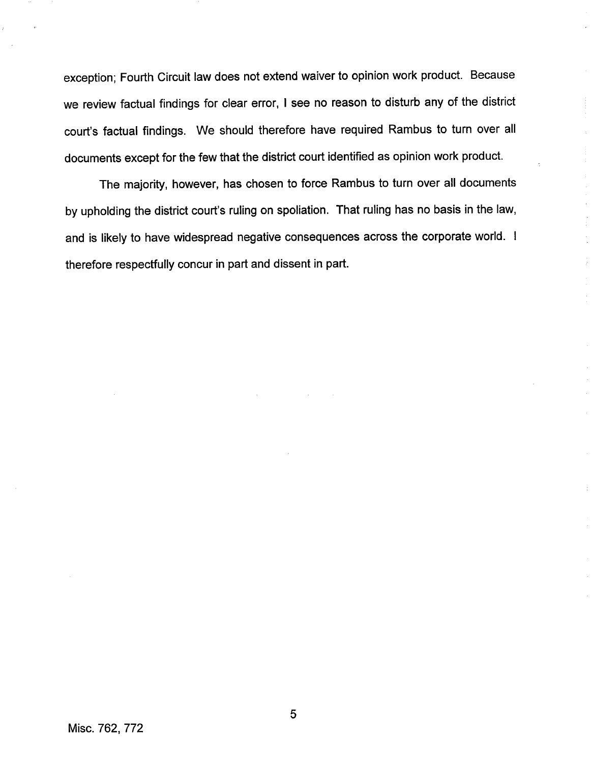exception; Fourth Circuit law does not extend waiver to opinion work product. Because we review factual findings for clear error, I see no reason to disturb any of the district court's factual findings. We should therefore have required Rambus to turn over all documents except for the few that the district court identified as opinion work product.

The majority, however, has chosen to force Rambus to turn over all documents by upholding the district court's ruling on spoliation. That ruling has no basis in the law, and is likely to have widespread negative consequences across the corporate world. I therefore respectfully concur in part and dissent in part.